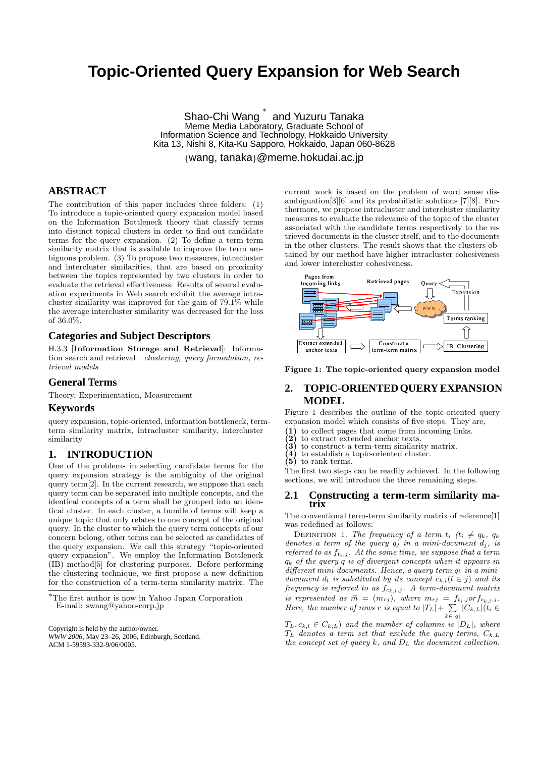# Topic-Oriented Query Expansion for Web Search

Shao-Chi Wang [*] and Yuzuru Tanaka
Meme Media Laboratory, Graduate School of
Information Science and Technology, Hokkaido University
Kita 13, Nishi 8, Kita-Ku Sapporo, Hokkaido, Japan 060-8628
{wang, tanaka}@meme.hokudai.ac.jp

## ABSTRACT

The contribution of this paper includes three folders: (1) To introduce a topic-oriented query expansion model based on the Information Bottleneck theory that classify terms into distinct topical clusters in order to find out candidate terms for the query expansion. (2) To define a term-term similarity matrix that is available to improve the term ambiguous problem. (3) To propose two measures, intracluster and intercluster similarities, that are based on proximity between the topics represented by two clusters in order to evaluate the retrieval effectiveness. Results of several evaluation experiments in Web search exhibit the average intracluster similarity was improved for the gain of 79.1% while the average intercluster similarity was decreased for the loss of 36.0%.

## Categories and Subject Descriptors

H.3.3 [**Information Storage and Retrieval**]: Information search and retrieval—*clustering, query formulation, retrieval models*

## General Terms

Theory, Experimentation, Measurement

## Keywords

query expansion, topic-oriented, information bottleneck, term-term similarity matrix, intracluster similarity, intercluster similarity

## 1. INTRODUCTION

One of the problems in selecting candidate terms for the query expansion strategy is the ambiguity of the original query term[2]. In the current research, we suppose that each query term can be separated into multiple concepts, and the identical concepts of a term shall be grouped into an identical cluster. In each cluster, a bundle of terms will keep a unique topic that only relates to one concept of the original query. In the cluster to which the query term concepts of our concern belong, other terms can be selected as candidates of the query expansion. We call this strategy "topic-oriented query expansion". We employ the Information Bottleneck (IB) method[5] for clustering purposes. Before performing the clustering technique, we first propose a new definition for the construction of a term-term similarity matrix. The current work is based on the problem of word sense disambiguation[3][6] and its probabilistic solutions [7][8]. Furthermore, we propose intracluster and intercluster similarity measures to evaluate the relevance of the topic of the cluster associated with the candidate terms respectively to the retrieved documents in the cluster itself, and to the documents in the other clusters. The result shows that the clusters obtained by our method have higher intracluster cohesiveness and lower intercluster cohesiveness.

[*]The first author is now in Yahoo Japan Corporation
E-mail: swang@yahoo-corp.jp

Copyright is held by the author/owner.
*WWW 2006*, May 23–26, 2006, Edinburgh, Scotland.
ACM 1-59593-332-9/06/0005.

**Figure 1: The topic-oriented query expansion model**

## 2. TOPIC-ORIENTED QUERY EXPANSION MODEL

Figure 1 describes the outline of the topic-oriented query expansion model which consists of five steps. They are,

**(1)** to collect pages that come from incoming links.
**(2)** to extract extended anchor texts.
**(3)** to construct a term-term similarity matrix.
**(4)** to establish a topic-oriented cluster.
**(5)** to rank terms.

The first two steps can be readily achieved. In the following sections, we will introduce the three remaining steps.

### 2.1 Constructing a term-term similarity matrix

The conventional term-term similarity matrix of reference[1] was redefined as follows:

Definition 1. *The frequency of a term $t_i$ ($t_i \neq q_k$, $q_k$ denotes a term of the query $q$) in a mini-document $d_j$, is referred to as $f_{t_i,j}$. At the same time, we suppose that a term $q_k$ of the query $q$ is of divergent concepts when it appears in different mini-documents. Hence, a query term $q_k$ in a mini-document $d_l$ is substituted by its concept $c_{k,l}$ ($l \in j$) and its frequency is referred to as $f_{c_{k,l},j}$. A term-document matrix is represented as $\vec{m} = (m_{rj})$, where $m_{rj} = f_{t_i,j} or f_{c_{k,l},j}$. Here, the number of rows $r$ is equal to $|T_L| + \sum_{k \in |q|} |C_{k,L}|(t_i \in T_L, c_{k,l} \in C_{k,L})$ and the number of columns is $|D_L|$, where $T_L$ denotes a term set that exclude the query terms, $C_{k,L}$ the concept set of query $k$, and $D_L$ the document collection.*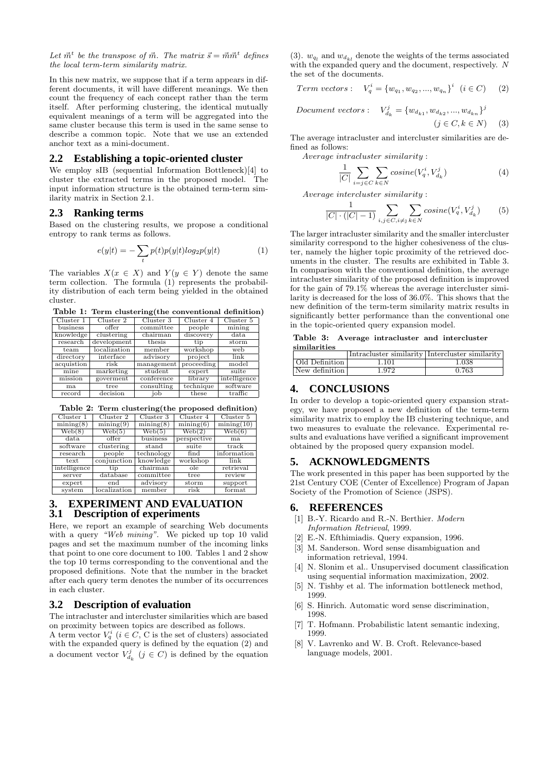*Let $\vec{m}^t$ be the transpose of $\vec{m}$. The matrix $\vec{s} = \vec{m}\vec{m}^t$ defines the local term-term similarity matrix.*

In this new matrix, we suppose that if a term appears in different documents, it will have different meanings. We then count the frequency of each concept rather than the term itself. After performing clustering, the identical mutually equivalent meanings of a term will be aggregated into the same cluster because this term is used in the same sense to describe a common topic. Note that we use an extended anchor text as a mini-document.

## 2.2 Establishing a topic-oriented cluster

We employ sIB (sequential Information Bottleneck)[4] to cluster the extracted terms in the proposed model. The input information structure is the obtained term-term similarity matrix in Section 2.1.

## 2.3 Ranking terms

Based on the clustering results, we propose a conditional entropy to rank terms as follows.

$$e(y|t) = -\sum_t p(t)p(y|t)log_2 p(y|t) \tag{1}$$

The variables $X(x \in X)$ and $Y(y \in Y)$ denote the same term collection. The formula (1) represents the probability distribution of each term being yielded in the obtained cluster.

**Table 1: Term clustering(the conventional definition)**

| Cluster 1 | Cluster 2 | Cluster 3 | Cluster 4 | Cluster 5 |
|---|---|---|---|---|
| business | offer | committee | people | mining |
| knowledge | clustering | chairman | discovery | data |
| research | development | thesis | tip | storm |
| team | localization | member | workshop | web |
| directory | interface | advisory | project | link |
| acquistion | risk | management | proceeding | model |
| mine | marketing | student | expert | suite |
| mission | goverment | conference | library | intelligence |
| ma | tree | consulting | technique | software |
| record | decision | job | these | traffic |

**Table 2: Term clustering(the proposed definition)**

| Cluster 1 | Cluster 2 | Cluster 3 | Cluster 4 | Cluster 5 |
|---|---|---|---|---|
| mining(8) | mining(9) | mining(8) | mining(6) | mining(10) |
| Web(8) | Web(5) | Web(5) | Web(2) | Web(6) |
| data | offer | business | perspective | ma |
| software | clustering | stand | suite | track |
| research | people | technology | find | information |
| text | conjunction | knowledge | workshop | link |
| intelligence | tip | chairman | ole | retrieval |
| server | database | committee | tree | review |
| expert | end | advisory | storm | support |
| system | localization | member | risk | format |

# 3. EXPERIMENT AND EVALUATION

## 3.1 Description of experiments

Here, we report an example of searching Web documents with a query *"Web mining"*. We picked up top 10 valid pages and set the maximum number of the incoming links that point to one core document to 100. Tables 1 and 2 show the top 10 terms corresponding to the conventional and the proposed definitions. Note that the number in the bracket after each query term denotes the number of its occurrences in each cluster.

## 3.2 Description of evaluation

The intracluster and intercluster similarities which are based on proximity between topics are described as follows.

A term vector $V_q^i$ ($i \in C$, C is the set of clusters) associated with the expanded query is defined by the equation (2) and a document vector $V_{d_k}^j$ ($j \in C$) is defined by the equation (3). $w_{q_l}$ and $w_{d_{kl}}$ denote the weights of the terms associated with the expanded query and the document, respectively. $N$ the set of the documents.

$$Term\ vectors: \quad V_q^i = \{w_{q_1}, w_{q_2}, ..., w_{q_n}\}^i \quad (i \in C) \tag{2}$$

$$Document\ vectors: \quad V_{d_k}^j = \{w_{d_{k1}}, w_{d_{k2}}, ..., w_{d_{kn}}\}^j \quad (j \in C, k \in N) \tag{3}$$

The average intracluster and intercluster similarities are defined as follows:

*Average intracluster similarity* :

$$\frac{1}{|C|}\sum_{i=j \in C}\sum_{k \in N} cosine(V_q^i, V_{d_k}^j) \tag{4}$$

*Average intercluster similarity* :

$$\frac{1}{|C| \cdot (|C|-1)}\sum_{i,j \in C, i \neq j}\sum_{k \in N} cosine(V_q^i, V_{d_k}^j) \tag{5}$$

The larger intracluster similarity and the smaller intercluster similarity correspond to the higher cohesiveness of the cluster, namely the higher topic proximity of the retrieved documents in the cluster. The results are exhibited in Table 3. In comparison with the conventional definition, the average intracluster similarity of the proposed definition is improved for the gain of 79.1% whereas the average intercluster similarity is decreased for the loss of 36.0%. This shows that the new definition of the term-term similarity matrix results in significantly better performance than the conventional one in the topic-oriented query expansion model.

**Table 3: Average intracluster and intercluster similarities**

| | Intracluster similarity | Intercluster similarity |
|---|---|---|
| Old Definition | 1.101 | 1.038 |
| New definition | 1.972 | 0.763 |

# 4. CONCLUSIONS

In order to develop a topic-oriented query expansion strategy, we have proposed a new definition of the term-term similarity matrix to employ the IB clustering technique, and two measures to evaluate the relevance. Experimental results and evaluations have verified a significant improvement obtained by the proposed query expansion model.

# 5. ACKNOWLEDGMENTS

The work presented in this paper has been supported by the 21st Century COE (Center of Excellence) Program of Japan Society of the Promotion of Science (JSPS).

# 6. REFERENCES

[1] B.-Y. Ricardo and R.-N. Berthier. *Modern Information Retrieval*, 1999.

[2] E.-N. Efthimiadis. Query expansion, 1996.

[3] M. Sanderson. Word sense disambiguation and information retrieval, 1994.

[4] N. Slonim et al.. Unsupervised document classification using sequential information maximization, 2002.

[5] N. Tishby et al. The information bottleneck method, 1999.

[6] S. Hinrich. Automatic word sense discrimination, 1998.

[7] T. Hofmann. Probabilistic latent semantic indexing, 1999.

[8] V. Lavrenko and W. B. Croft. Relevance-based language models, 2001.